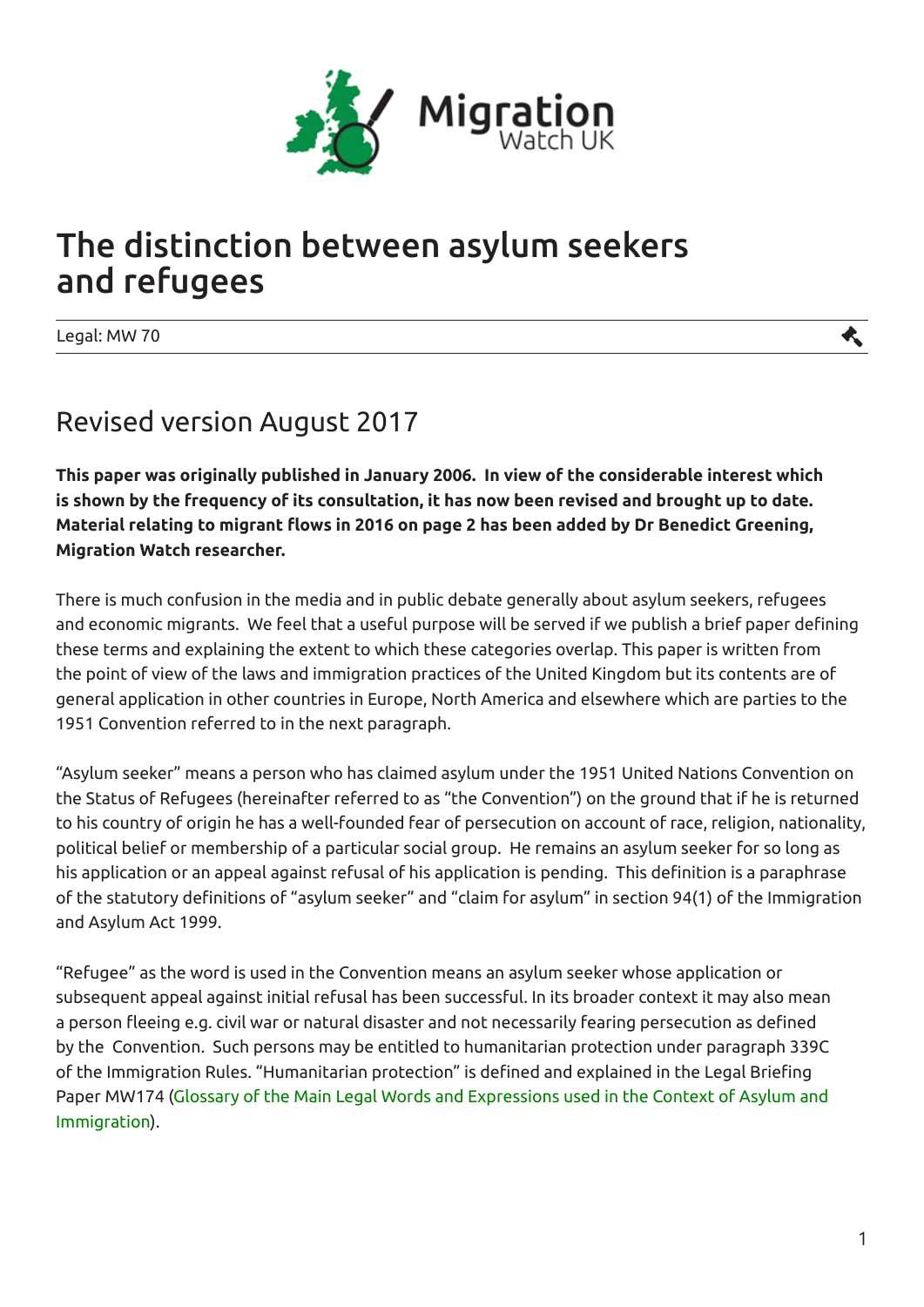# The distinction between asylum seekers and refugees

Legal: MW 70

## Revised version August 2017

**This paper was originally published in January 2006. In view of the considerable interest which is shown by the frequency of its consultation, it has now been revised and brought up to date. Material relating to migrant flows in 2016 on page 2 has been added by Dr Benedict Greening, Migration Watch researcher.**

There is much confusion in the media and in public debate generally about asylum seekers, refugees and economic migrants. We feel that a useful purpose will be served if we publish a brief paper defining these terms and explaining the extent to which these categories overlap. This paper is written from the point of view of the laws and immigration practices of the United Kingdom but its contents are of general application in other countries in Europe, North America and elsewhere which are parties to the 1951 Convention referred to in the next paragraph.

"Asylum seeker" means a person who has claimed asylum under the 1951 United Nations Convention on the Status of Refugees (hereinafter referred to as "the Convention") on the ground that if he is returned to his country of origin he has a well-founded fear of persecution on account of race, religion, nationality, political belief or membership of a particular social group. He remains an asylum seeker for so long as his application or an appeal against refusal of his application is pending. This definition is a paraphrase of the statutory definitions of "asylum seeker" and "claim for asylum" in section 94(1) of the Immigration and Asylum Act 1999.

"Refugee" as the word is used in the Convention means an asylum seeker whose application or subsequent appeal against initial refusal has been successful. In its broader context it may also mean a person fleeing e.g. civil war or natural disaster and not necessarily fearing persecution as defined by the Convention. Such persons may be entitled to humanitarian protection under paragraph 339C of the Immigration Rules. "Humanitarian protection" is defined and explained in the Legal Briefing Paper MW174 (Glossary of the Main Legal Words and Expressions used in the Context of Asylum and Immigration).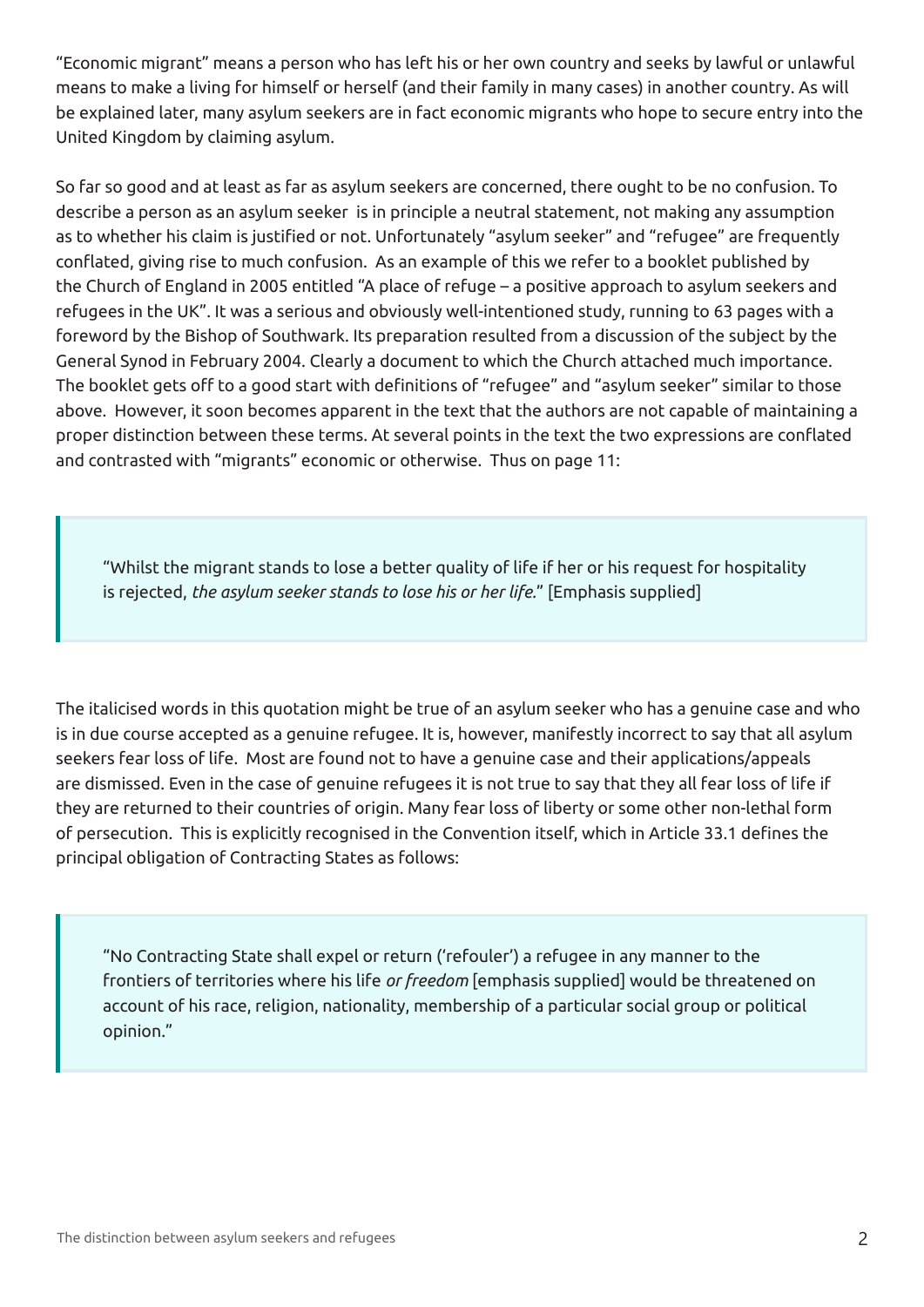"Economic migrant" means a person who has left his or her own country and seeks by lawful or unlawful means to make a living for himself or herself (and their family in many cases) in another country. As will be explained later, many asylum seekers are in fact economic migrants who hope to secure entry into the United Kingdom by claiming asylum.

So far so good and at least as far as asylum seekers are concerned, there ought to be no confusion. To describe a person as an asylum seeker is in principle a neutral statement, not making any assumption as to whether his claim is justified or not. Unfortunately "asylum seeker" and "refugee" are frequently conflated, giving rise to much confusion. As an example of this we refer to a booklet published by the Church of England in 2005 entitled "A place of refuge – a positive approach to asylum seekers and refugees in the UK". It was a serious and obviously well-intentioned study, running to 63 pages with a foreword by the Bishop of Southwark. Its preparation resulted from a discussion of the subject by the General Synod in February 2004. Clearly a document to which the Church attached much importance. The booklet gets off to a good start with definitions of "refugee" and "asylum seeker" similar to those above. However, it soon becomes apparent in the text that the authors are not capable of maintaining a proper distinction between these terms. At several points in the text the two expressions are conflated and contrasted with "migrants" economic or otherwise. Thus on page 11:

> "Whilst the migrant stands to lose a better quality of life if her or his request for hospitality is rejected, *the asylum seeker stands to lose his or her life.*" [Emphasis supplied]

The italicised words in this quotation might be true of an asylum seeker who has a genuine case and who is in due course accepted as a genuine refugee. It is, however, manifestly incorrect to say that all asylum seekers fear loss of life. Most are found not to have a genuine case and their applications/appeals are dismissed. Even in the case of genuine refugees it is not true to say that they all fear loss of life if they are returned to their countries of origin. Many fear loss of liberty or some other non-lethal form of persecution. This is explicitly recognised in the Convention itself, which in Article 33.1 defines the principal obligation of Contracting States as follows:

> "No Contracting State shall expel or return ('refouler') a refugee in any manner to the frontiers of territories where his life *or freedom* [emphasis supplied] would be threatened on account of his race, religion, nationality, membership of a particular social group or political opinion."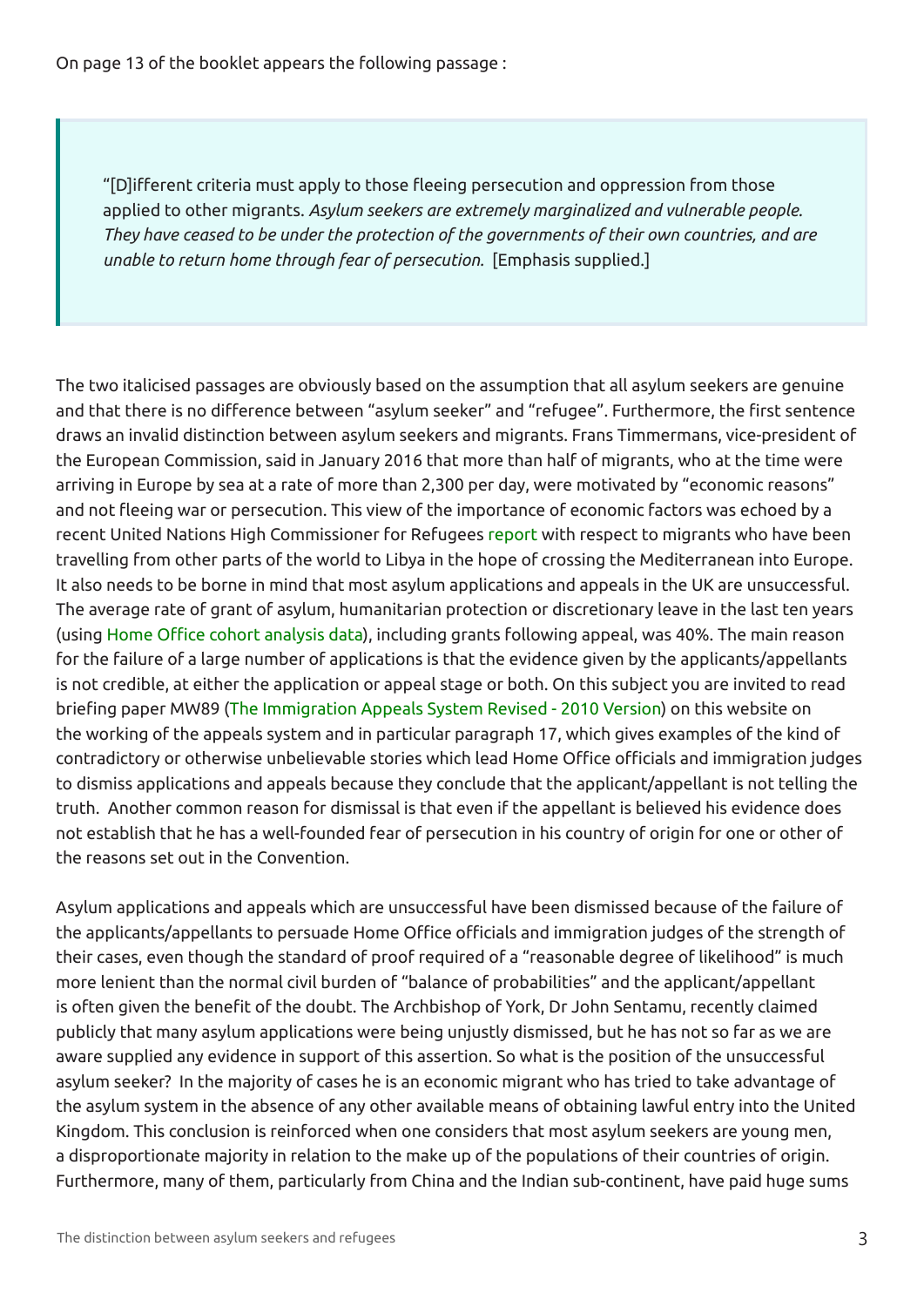On page 13 of the booklet appears the following passage :

> "[D]ifferent criteria must apply to those fleeing persecution and oppression from those applied to other migrants. *Asylum seekers are extremely marginalized and vulnerable people. They have ceased to be under the protection of the governments of their own countries, and are unable to return home through fear of persecution.* [Emphasis supplied.]

The two italicised passages are obviously based on the assumption that all asylum seekers are genuine and that there is no difference between "asylum seeker" and "refugee". Furthermore, the first sentence draws an invalid distinction between asylum seekers and migrants. Frans Timmermans, vice-president of the European Commission, said in January 2016 that more than half of migrants, who at the time were arriving in Europe by sea at a rate of more than 2,300 per day, were motivated by "economic reasons" and not fleeing war or persecution. This view of the importance of economic factors was echoed by a recent United Nations High Commissioner for Refugees report with respect to migrants who have been travelling from other parts of the world to Libya in the hope of crossing the Mediterranean into Europe. It also needs to be borne in mind that most asylum applications and appeals in the UK are unsuccessful. The average rate of grant of asylum, humanitarian protection or discretionary leave in the last ten years (using Home Office cohort analysis data), including grants following appeal, was 40%. The main reason for the failure of a large number of applications is that the evidence given by the applicants/appellants is not credible, at either the application or appeal stage or both. On this subject you are invited to read briefing paper MW89 (The Immigration Appeals System Revised - 2010 Version) on this website on the working of the appeals system and in particular paragraph 17, which gives examples of the kind of contradictory or otherwise unbelievable stories which lead Home Office officials and immigration judges to dismiss applications and appeals because they conclude that the applicant/appellant is not telling the truth. Another common reason for dismissal is that even if the appellant is believed his evidence does not establish that he has a well-founded fear of persecution in his country of origin for one or other of the reasons set out in the Convention.

Asylum applications and appeals which are unsuccessful have been dismissed because of the failure of the applicants/appellants to persuade Home Office officials and immigration judges of the strength of their cases, even though the standard of proof required of a "reasonable degree of likelihood" is much more lenient than the normal civil burden of "balance of probabilities" and the applicant/appellant is often given the benefit of the doubt. The Archbishop of York, Dr John Sentamu, recently claimed publicly that many asylum applications were being unjustly dismissed, but he has not so far as we are aware supplied any evidence in support of this assertion. So what is the position of the unsuccessful asylum seeker? In the majority of cases he is an economic migrant who has tried to take advantage of the asylum system in the absence of any other available means of obtaining lawful entry into the United Kingdom. This conclusion is reinforced when one considers that most asylum seekers are young men, a disproportionate majority in relation to the make up of the populations of their countries of origin. Furthermore, many of them, particularly from China and the Indian sub-continent, have paid huge sums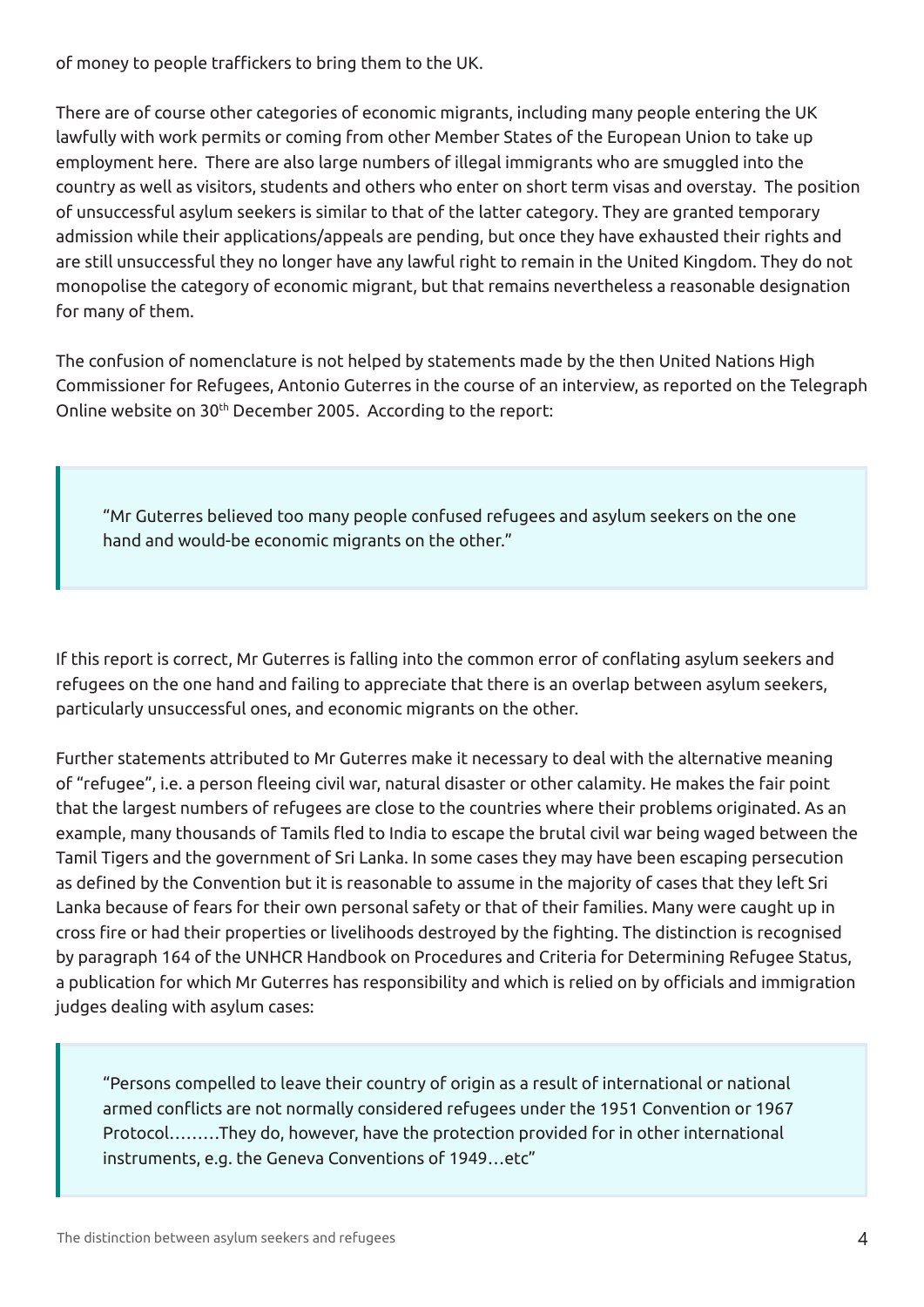of money to people traffickers to bring them to the UK.

There are of course other categories of economic migrants, including many people entering the UK lawfully with work permits or coming from other Member States of the European Union to take up employment here. There are also large numbers of illegal immigrants who are smuggled into the country as well as visitors, students and others who enter on short term visas and overstay. The position of unsuccessful asylum seekers is similar to that of the latter category. They are granted temporary admission while their applications/appeals are pending, but once they have exhausted their rights and are still unsuccessful they no longer have any lawful right to remain in the United Kingdom. They do not monopolise the category of economic migrant, but that remains nevertheless a reasonable designation for many of them.

The confusion of nomenclature is not helped by statements made by the then United Nations High Commissioner for Refugees, Antonio Guterres in the course of an interview, as reported on the Telegraph Online website on 30th December 2005. According to the report:

> "Mr Guterres believed too many people confused refugees and asylum seekers on the one hand and would-be economic migrants on the other."

If this report is correct, Mr Guterres is falling into the common error of conflating asylum seekers and refugees on the one hand and failing to appreciate that there is an overlap between asylum seekers, particularly unsuccessful ones, and economic migrants on the other.

Further statements attributed to Mr Guterres make it necessary to deal with the alternative meaning of "refugee", i.e. a person fleeing civil war, natural disaster or other calamity. He makes the fair point that the largest numbers of refugees are close to the countries where their problems originated. As an example, many thousands of Tamils fled to India to escape the brutal civil war being waged between the Tamil Tigers and the government of Sri Lanka. In some cases they may have been escaping persecution as defined by the Convention but it is reasonable to assume in the majority of cases that they left Sri Lanka because of fears for their own personal safety or that of their families. Many were caught up in cross fire or had their properties or livelihoods destroyed by the fighting. The distinction is recognised by paragraph 164 of the UNHCR Handbook on Procedures and Criteria for Determining Refugee Status, a publication for which Mr Guterres has responsibility and which is relied on by officials and immigration judges dealing with asylum cases:

> "Persons compelled to leave their country of origin as a result of international or national armed conflicts are not normally considered refugees under the 1951 Convention or 1967 Protocol………They do, however, have the protection provided for in other international instruments, e.g. the Geneva Conventions of 1949…etc"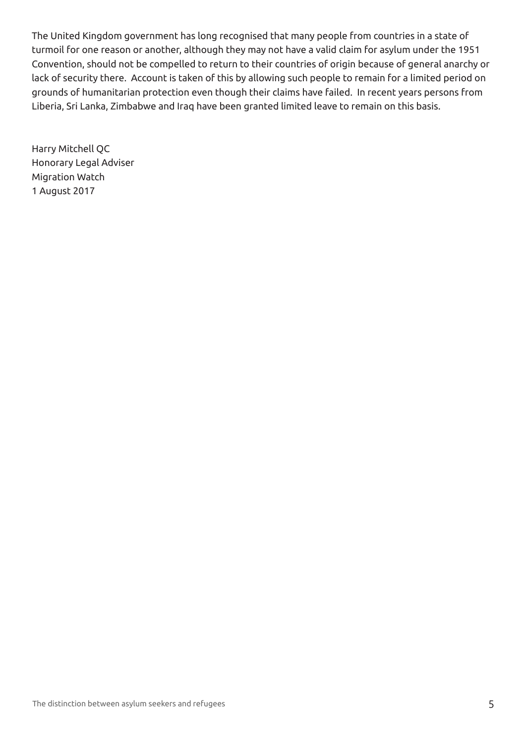The United Kingdom government has long recognised that many people from countries in a state of turmoil for one reason or another, although they may not have a valid claim for asylum under the 1951 Convention, should not be compelled to return to their countries of origin because of general anarchy or lack of security there. Account is taken of this by allowing such people to remain for a limited period on grounds of humanitarian protection even though their claims have failed. In recent years persons from Liberia, Sri Lanka, Zimbabwe and Iraq have been granted limited leave to remain on this basis.

Harry Mitchell QC
Honorary Legal Adviser
Migration Watch
1 August 2017